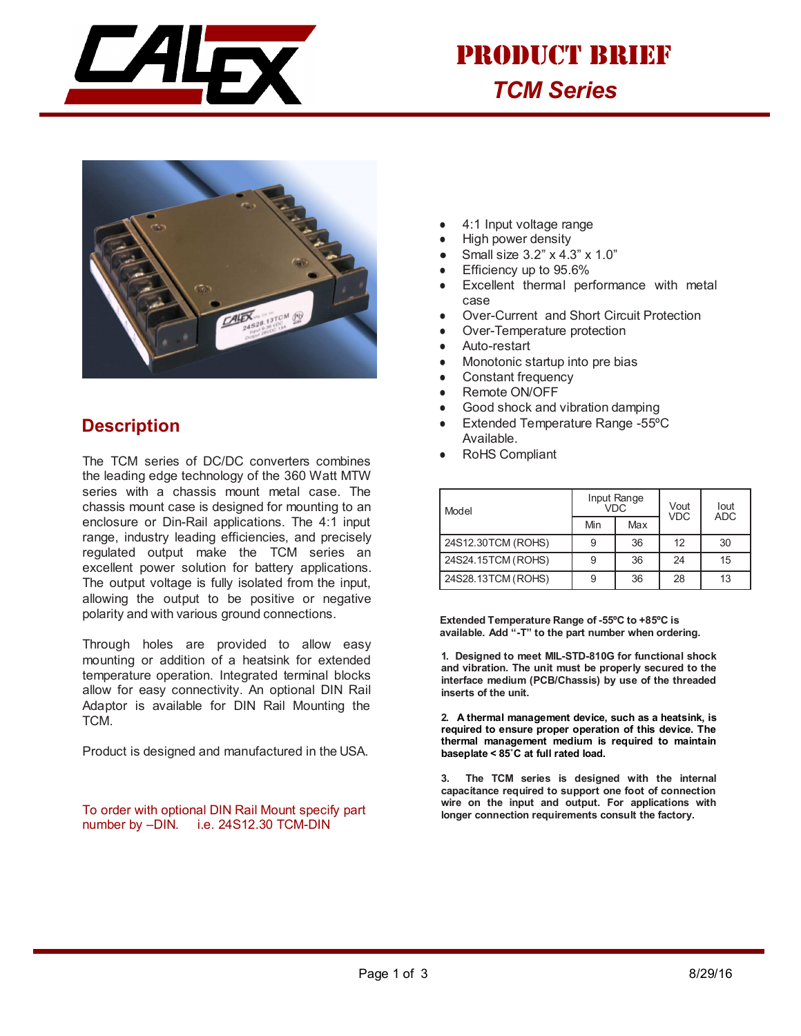# PRODUCT BRIEF

## TCM Series

- 4:1 Input voltage range
- High power density
- Small size 3.2” x 4.3” x 1.0”
- Efficiency up to 95.6%
- Excellent thermal performance with metal case
- Over-Current and Short Circuit Protection
- Over-Temperature protection
- Auto-restart
- Monotonic startup into pre bias
- Constant frequency
- Remote ON/OFF
- Good shock and vibration damping
- Extended Temperature Range -55ºC Available.
- RoHS Compliant

## Description

The TCM series of DC/DC converters combines the leading edge technology of the 360 Watt MTW series with a chassis mount metal case. The chassis mount case is designed for mounting to an enclosure or Din-Rail applications. The 4:1 input range, industry leading efficiencies, and precisely regulated output make the TCM series an excellent power solution for battery applications. The output voltage is fully isolated from the input, allowing the output to be positive or negative polarity and with various ground connections.

Through holes are provided to allow easy mounting or addition of a heatsink for extended temperature operation. Integrated terminal blocks allow for easy connectivity. An optional DIN Rail Adaptor is available for DIN Rail Mounting the TCM.

Product is designed and manufactured in the USA.

To order with optional DIN Rail Mount specify part number by –DIN. i.e. 24S12.30 TCM-DIN

| Model | Input Range VDC | | Vout VDC | Iout ADC |
|---|---|---|---|---|
| | Min | Max | | |
| 24S12.30TCM (ROHS) | 9 | 36 | 12 | 30 |
| 24S24.15TCM (ROHS) | 9 | 36 | 24 | 15 |
| 24S28.13TCM (ROHS) | 9 | 36 | 28 | 13 |

**Extended Temperature Range of -55ºC to +85ºC is available. Add “-T” to the part number when ordering.**

**1. Designed to meet MIL-STD-810G for functional shock and vibration. The unit must be properly secured to the interface medium (PCB/Chassis) by use of the threaded inserts of the unit.**

**2. A thermal management device, such as a heatsink, is required to ensure proper operation of this device. The thermal management medium is required to maintain baseplate < 85˚C at full rated load.**

**3. The TCM series is designed with the internal capacitance required to support one foot of connection wire on the input and output. For applications with longer connection requirements consult the factory.**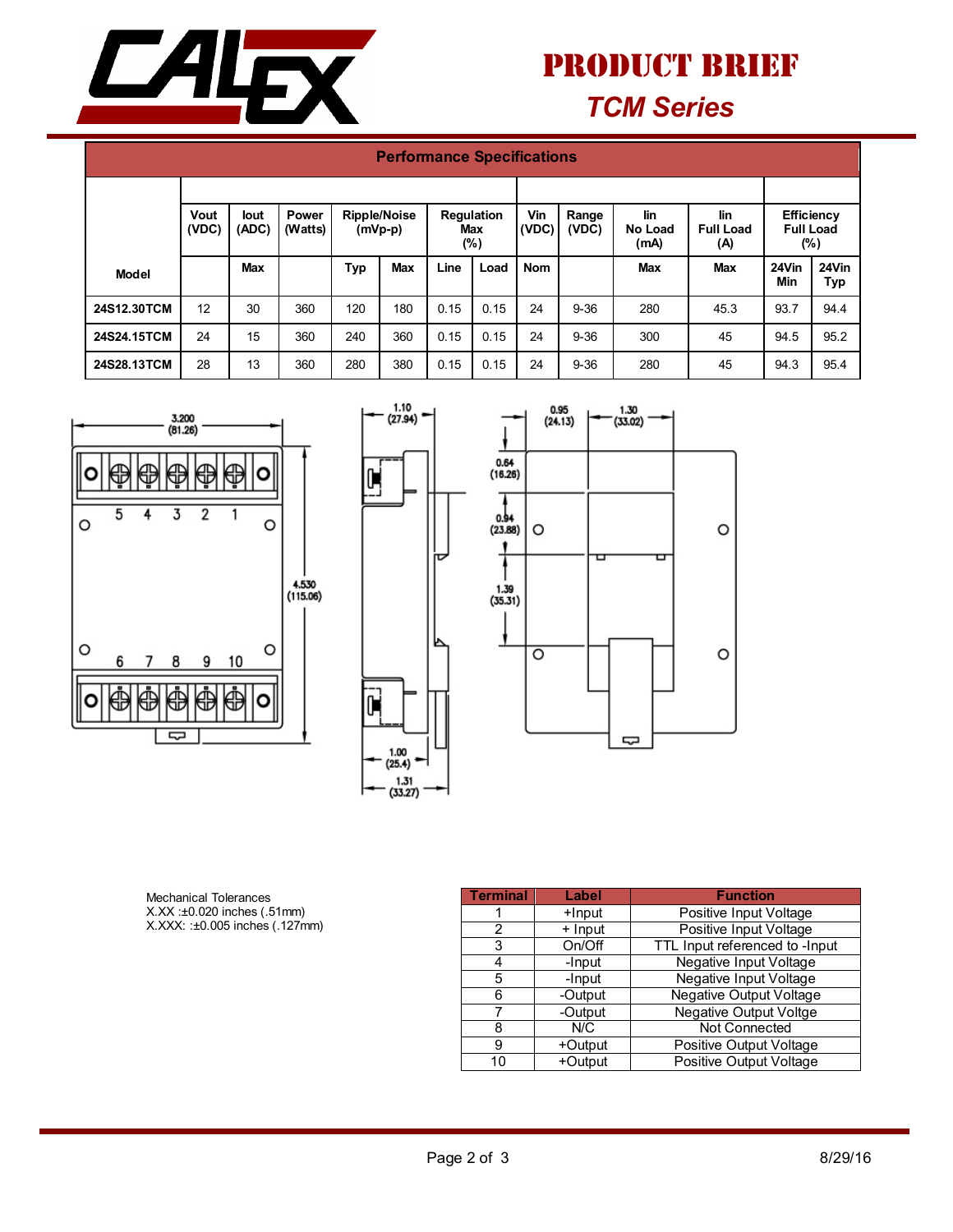# PRODUCT BRIEF

## *TCM Series*

### Performance Specifications

| Model | Vout (VDC) | Iout (ADC) | Power (Watts) | Ripple/Noise (mVp-p) | | Regulation Max (%) | | Vin (VDC) | Range (VDC) | Iin No Load (mA) | Iin Full Load (A) | Efficiency Full Load (%) | |
|---|---|---|---|---|---|---|---|---|---|---|---|---|---|
| | | Max | | Typ | Max | Line | Load | Nom | | Max | Max | 24Vin Min | 24Vin Typ |
| 24S12.30TCM | 12 | 30 | 360 | 120 | 180 | 0.15 | 0.15 | 24 | 9-36 | 280 | 45.3 | 93.7 | 94.4 |
| 24S24.15TCM | 24 | 15 | 360 | 240 | 360 | 0.15 | 0.15 | 24 | 9-36 | 300 | 45 | 94.5 | 95.2 |
| 24S28.13TCM | 28 | 13 | 360 | 280 | 380 | 0.15 | 0.15 | 24 | 9-36 | 280 | 45 | 94.3 | 95.4 |

3.200 (81.26) | 4.530 (115.06) | 1.10 (27.94) | 1.00 (25.4) | 1.31 (33.27) | 0.95 (24.13) | 1.30 (33.02) | 0.64 (16.26) | 0.94 (23.88) | 1.39 (35.31)

Mechanical Tolerances
X.XX :±0.020 inches (.51mm)
X.XXX: :±0.005 inches (.127mm)

| Terminal | Label | Function |
|---|---|---|
| 1 | +Input | Positive Input Voltage |
| 2 | + Input | Positive Input Voltage |
| 3 | On/Off | TTL Input referenced to -Input |
| 4 | -Input | Negative Input Voltage |
| 5 | -Input | Negative Input Voltage |
| 6 | -Output | Negative Output Voltage |
| 7 | -Output | Negative Output Voltge |
| 8 | N/C | Not Connected |
| 9 | +Output | Positive Output Voltage |
| 10 | +Output | Positive Output Voltage |

8/29/16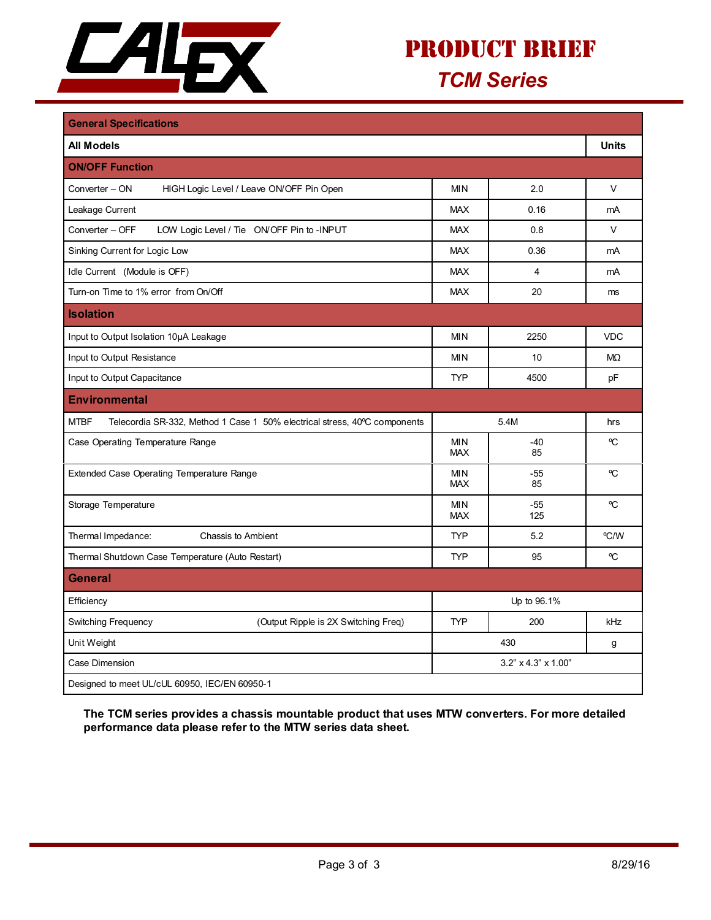# PRODUCT BRIEF

## TCM Series

| General Specifications | | | |
|---|---|---|---|
| **All Models** | | | **Units** |
| **ON/OFF Function** | | | |
| Converter – ON HIGH Logic Level / Leave ON/OFF Pin Open | MIN | 2.0 | V |
| Leakage Current | MAX | 0.16 | mA |
| Converter – OFF LOW Logic Level / Tie ON/OFF Pin to -INPUT | MAX | 0.8 | V |
| Sinking Current for Logic Low | MAX | 0.36 | mA |
| Idle Current (Module is OFF) | MAX | 4 | mA |
| Turn-on Time to 1% error from On/Off | MAX | 20 | ms |
| **Isolation** | | | |
| Input to Output Isolation 10µA Leakage | MIN | 2250 | VDC |
| Input to Output Resistance | MIN | 10 | MΩ |
| Input to Output Capacitance | TYP | 4500 | pF |
| **Environmental** | | | |
| MTBF Telecordia SR-332, Method 1 Case 1 50% electrical stress, 40°C components | | 5.4M | hrs |
| Case Operating Temperature Range | MIN<br>MAX | -40<br>85 | °C |
| Extended Case Operating Temperature Range | MIN<br>MAX | -55<br>85 | °C |
| Storage Temperature | MIN<br>MAX | -55<br>125 | °C |
| Thermal Impedance: Chassis to Ambient | TYP | 5.2 | °C/W |
| Thermal Shutdown Case Temperature (Auto Restart) | TYP | 95 | °C |
| **General** | | | |
| Efficiency | | Up to 96.1% | |
| Switching Frequency (Output Ripple is 2X Switching Freq) | TYP | 200 | kHz |
| Unit Weight | | 430 | g |
| Case Dimension | | 3.2" x 4.3" x 1.00" | |
| Designed to meet UL/cUL 60950, IEC/EN 60950-1 | | | |

**The TCM series provides a chassis mountable product that uses MTW converters. For more detailed performance data please refer to the MTW series data sheet.**

8/29/16